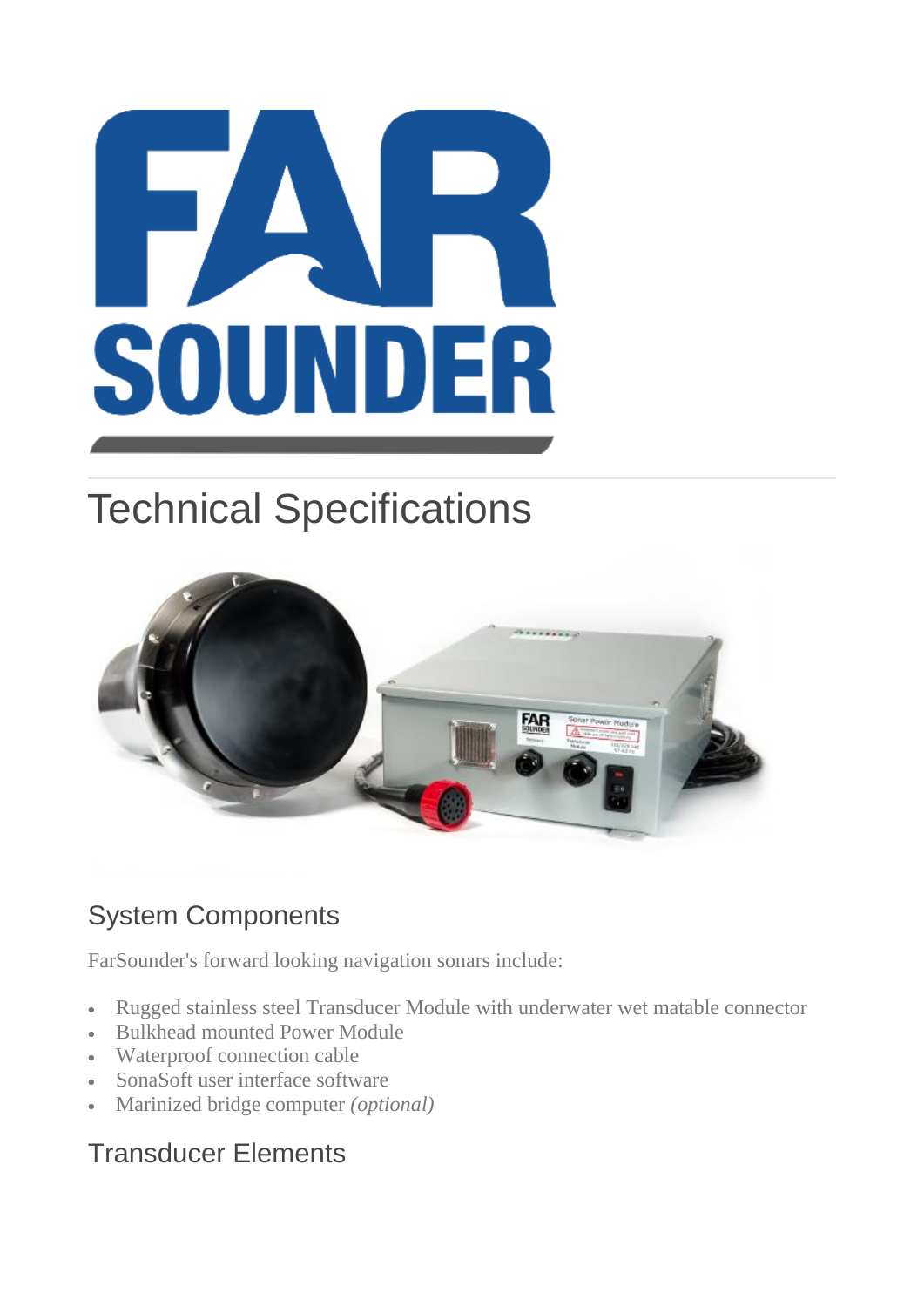# Technical Specifications

## System Components

FarSounder's forward looking navigation sonars include:

- Rugged stainless steel Transducer Module with underwater wet matable connector
- Bulkhead mounted Power Module
- Waterproof connection cable
- SonaSoft user interface software
- Marinized bridge computer *(optional)*

## Transducer Elements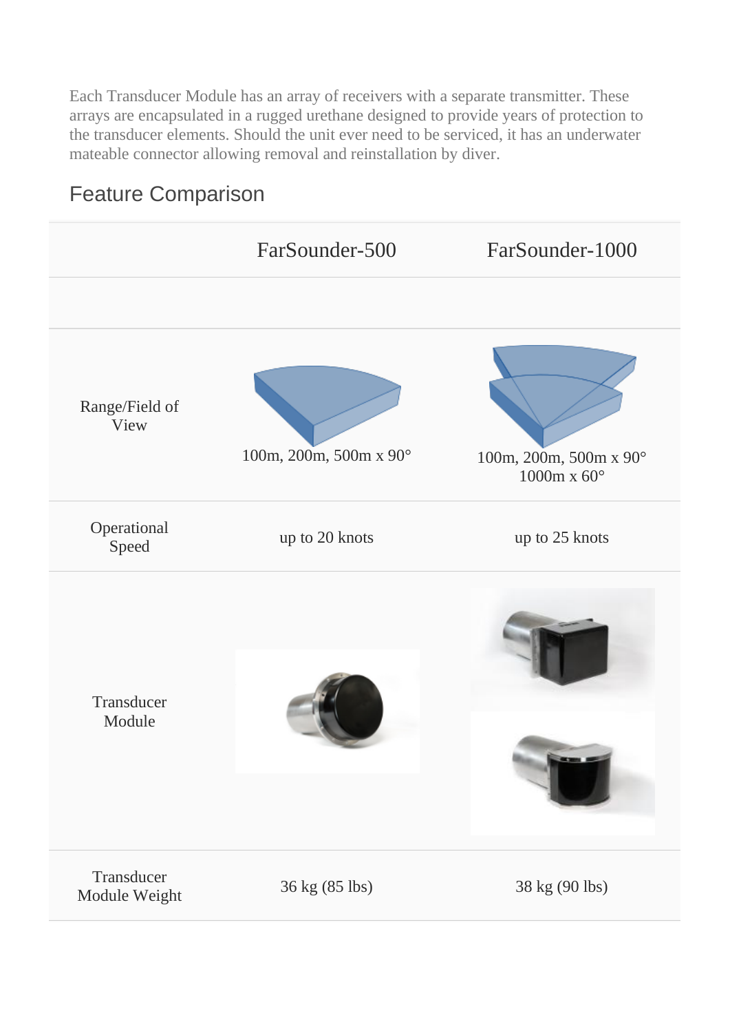Each Transducer Module has an array of receivers with a separate transmitter. These arrays are encapsulated in a rugged urethane designed to provide years of protection to the transducer elements. Should the unit ever need to be serviced, it has an underwater mateable connector allowing removal and reinstallation by diver.

## Feature Comparison

| | FarSounder-500 | FarSounder-1000 |
|---|---|---|
| | | |
| Range/Field of View | 100m, 200m, 500m x 90° | 100m, 200m, 500m x 90°<br>1000m x 60° |
| Operational Speed | up to 20 knots | up to 25 knots |
| Transducer Module | | |
| Transducer Module Weight | 36 kg (85 lbs) | 38 kg (90 lbs) |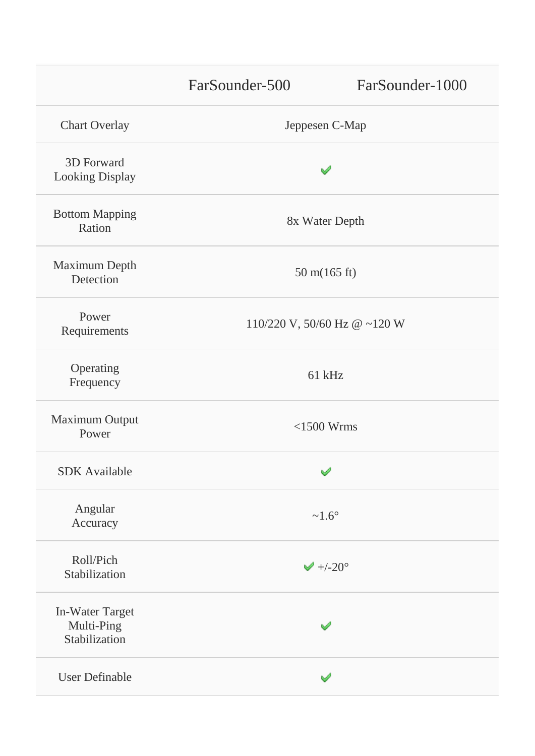| | FarSounder-500 | FarSounder-1000 |
|---|---|---|
| Chart Overlay | Jeppesen C-Map | |
| 3D Forward Looking Display | ✔ | |
| Bottom Mapping Ration | 8x Water Depth | |
| Maximum Depth Detection | 50 m(165 ft) | |
| Power Requirements | 110/220 V, 50/60 Hz @ ~120 W | |
| Operating Frequency | 61 kHz | |
| Maximum Output Power | <1500 Wrms | |
| SDK Available | ✔ | |
| Angular Accuracy | ~1.6° | |
| Roll/Pich Stabilization | ✔ +/-20° | |
| In-Water Target Multi-Ping Stabilization | ✔ | |
| User Definable | ✔ | |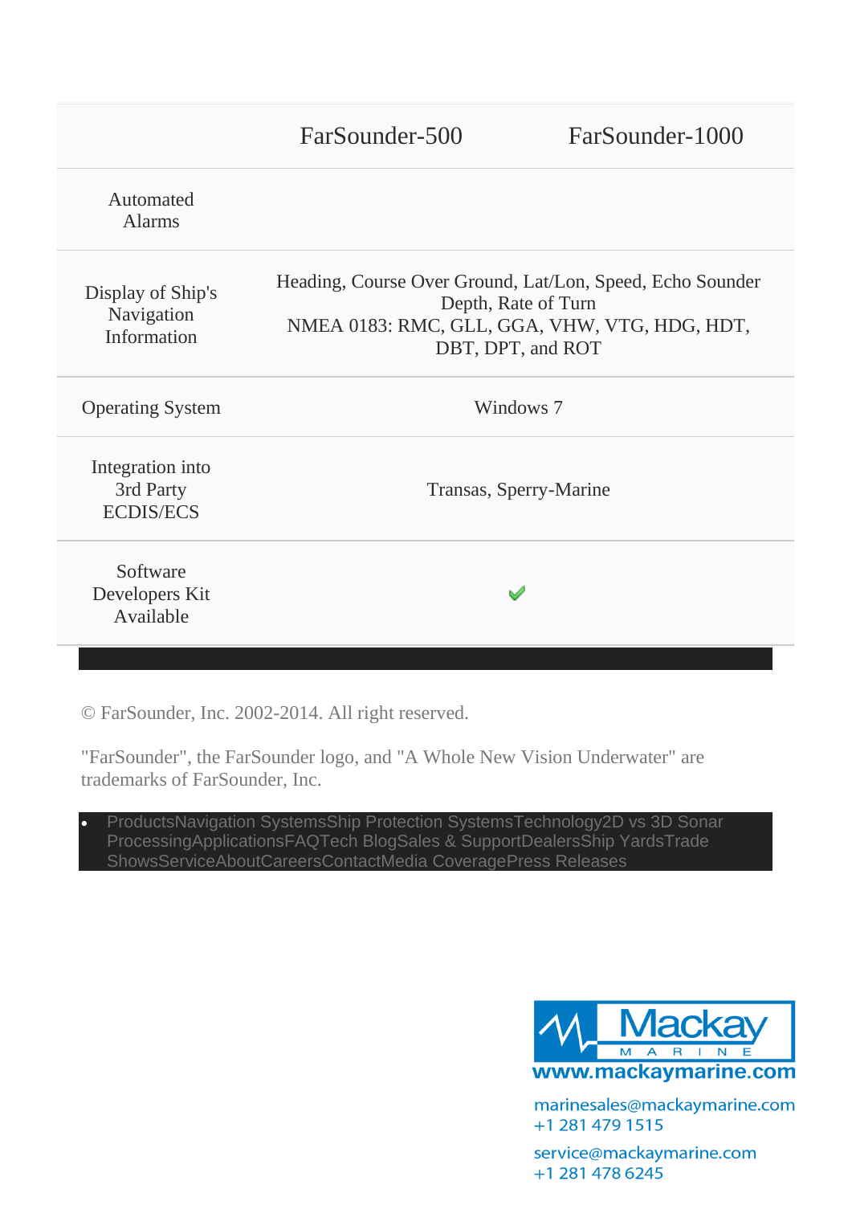| | FarSounder-500 | FarSounder-1000 |
|---|---|---|
| Automated Alarms | | |
| Display of Ship's Navigation Information | Heading, Course Over Ground, Lat/Lon, Speed, Echo Sounder Depth, Rate of Turn<br>NMEA 0183: RMC, GLL, GGA, VHW, VTG, HDG, HDT, DBT, DPT, and ROT | |
| Operating System | Windows 7 | |
| Integration into 3rd Party ECDIS/ECS | Transas, Sperry-Marine | |
| Software Developers Kit Available | ✓ | |

© FarSounder, Inc. 2002-2014. All right reserved.

"FarSounder", the FarSounder logo, and "A Whole New Vision Underwater" are trademarks of FarSounder, Inc.

- ProductsNavigation SystemsShip Protection SystemsTechnology2D vs 3D Sonar ProcessingApplicationsFAQTech BlogSales & SupportDealersShip YardsTrade ShowsServiceAboutCareersContactMedia CoveragePress Releases

Mackay MARINE
www.mackaymarine.com

marinesales@mackaymarine.com
+1 281 479 1515

service@mackaymarine.com
+1 281 478 6245